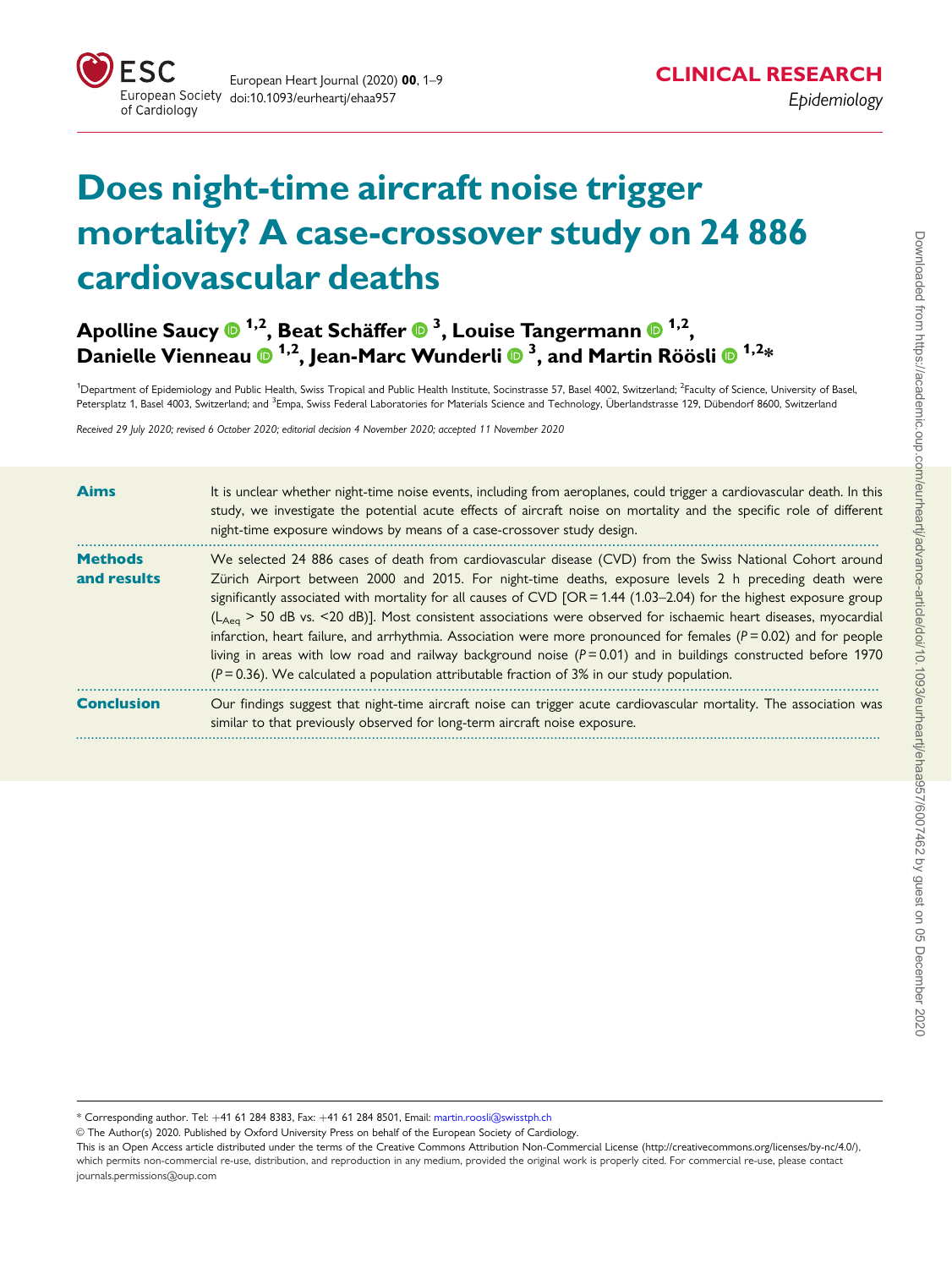CLINICAL RESEARCH

*Epidemiology*

# Does night-time aircraft noise trigger mortality? A case-crossover study on 24 886 cardiovascular deaths

**Apolline Saucy [1,2], Beat Schäffer [3], Louise Tangermann [1,2], Danielle Vienneau [1,2], Jean-Marc Wunderli [3], and Martin Röösli [1,2]***

[1]Department of Epidemiology and Public Health, Swiss Tropical and Public Health Institute, Socinstrasse 57, Basel 4002, Switzerland; [2]Faculty of Science, University of Basel, Petersplatz 1, Basel 4003, Switzerland; and [3]Empa, Swiss Federal Laboratories for Materials Science and Technology, Überlandstrasse 129, Dübendorf 8600, Switzerland

*Received 29 July 2020; revised 6 October 2020; editorial decision 4 November 2020; accepted 11 November 2020*

**Aims**

It is unclear whether night-time noise events, including from aeroplanes, could trigger a cardiovascular death. In this study, we investigate the potential acute effects of aircraft noise on mortality and the specific role of different night-time exposure windows by means of a case-crossover study design.

**Methods and results**

We selected 24 886 cases of death from cardiovascular disease (CVD) from the Swiss National Cohort around Zürich Airport between 2000 and 2015. For night-time deaths, exposure levels 2 h preceding death were significantly associated with mortality for all causes of CVD [OR = 1.44 (1.03–2.04) for the highest exposure group ($L_{Aeq}$ > 50 dB vs. <20 dB)]. Most consistent associations were observed for ischaemic heart diseases, myocardial infarction, heart failure, and arrhythmia. Association were more pronounced for females ($P = 0.02$) and for people living in areas with low road and railway background noise ($P = 0.01$) and in buildings constructed before 1970 ($P = 0.36$). We calculated a population attributable fraction of 3% in our study population.

**Conclusion**

Our findings suggest that night-time aircraft noise can trigger acute cardiovascular mortality. The association was similar to that previously observed for long-term aircraft noise exposure.

---

* Corresponding author. Tel: +41 61 284 8383, Fax: +41 61 284 8501, Email: martin.roosli@swisstph.ch

© The Author(s) 2020. Published by Oxford University Press on behalf of the European Society of Cardiology.

This is an Open Access article distributed under the terms of the Creative Commons Attribution Non-Commercial License (http://creativecommons.org/licenses/by-nc/4.0/), which permits non-commercial re-use, distribution, and reproduction in any medium, provided the original work is properly cited. For commercial re-use, please contact journals.permissions@oup.com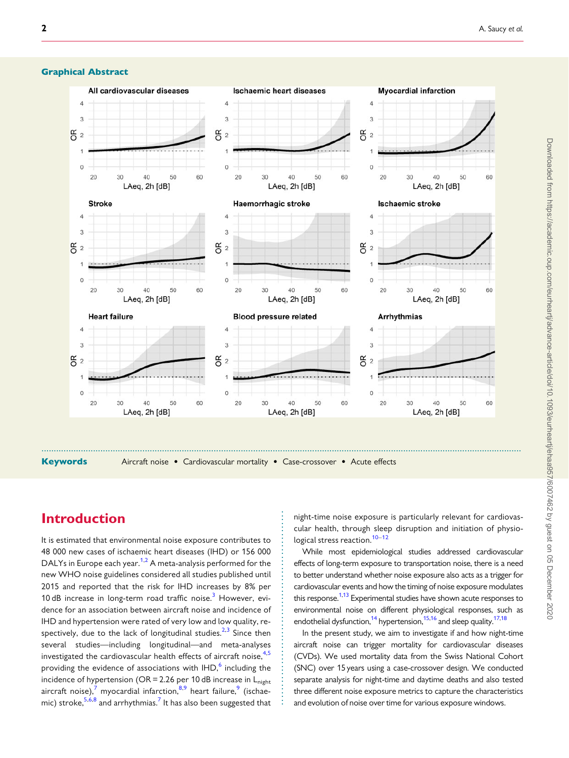## Graphical Abstract

**Keywords** Aircraft noise • Cardiovascular mortality • Case-crossover • Acute effects

# Introduction

It is estimated that environmental noise exposure contributes to 48 000 new cases of ischaemic heart diseases (IHD) or 156 000 DALYs in Europe each year.[1,2] A meta-analysis performed for the new WHO noise guidelines considered all studies published until 2015 and reported that the risk for IHD increases by 8% per 10 dB increase in long-term road traffic noise.[3] However, evidence for an association between aircraft noise and incidence of IHD and hypertension were rated of very low and low quality, respectively, due to the lack of longitudinal studies.[2,3] Since then several studies—including longitudinal—and meta-analyses investigated the cardiovascular health effects of aircraft noise,[4,5] providing the evidence of associations with IHD,[6] including the incidence of hypertension (OR = 2.26 per 10 dB increase in $L_{night}$ aircraft noise),[7] myocardial infarction,[8,9] heart failure,[9] (ischaemic) stroke,[5,6,8] and arrhythmias.[7] It has also been suggested that night-time noise exposure is particularly relevant for cardiovascular health, through sleep disruption and initiation of physiological stress reaction.[10–12]

While most epidemiological studies addressed cardiovascular effects of long-term exposure to transportation noise, there is a need to better understand whether noise exposure also acts as a trigger for cardiovascular events and how the timing of noise exposure modulates this response.[1,13] Experimental studies have shown acute responses to environmental noise on different physiological responses, such as endothelial dysfunction,[14] hypertension,[15,16] and sleep quality.[17,18]

In the present study, we aim to investigate if and how night-time aircraft noise can trigger mortality for cardiovascular diseases (CVDs). We used mortality data from the Swiss National Cohort (SNC) over 15 years using a case-crossover design. We conducted separate analysis for night-time and daytime deaths and also tested three different noise exposure metrics to capture the characteristics and evolution of noise over time for various exposure windows.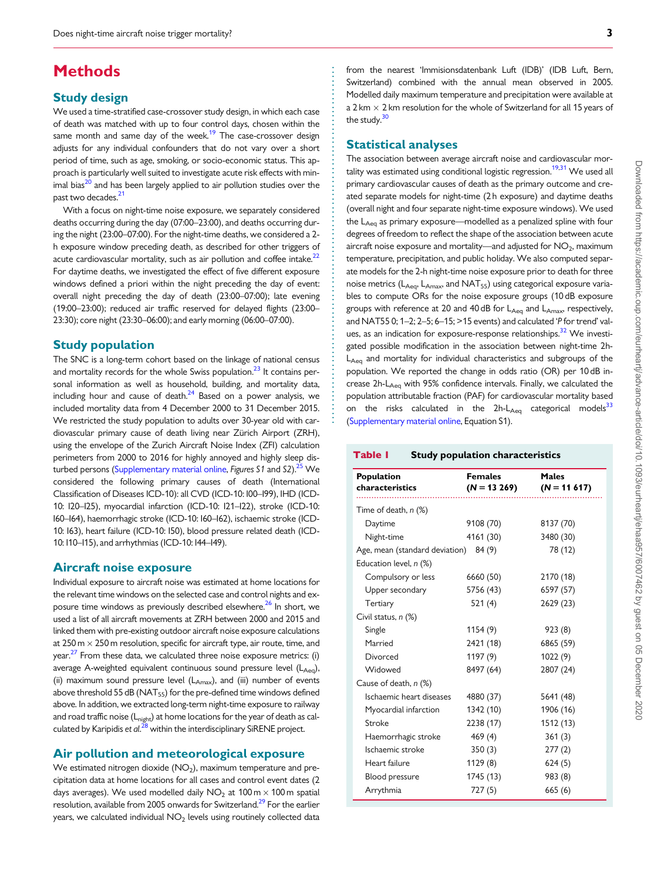# Methods

## Study design

We used a time-stratified case-crossover study design, in which each case of death was matched with up to four control days, chosen within the same month and same day of the week.[19] The case-crossover design adjusts for any individual confounders that do not vary over a short period of time, such as age, smoking, or socio-economic status. This approach is particularly well suited to investigate acute risk effects with minimal bias[20] and has been largely applied to air pollution studies over the past two decades.[21]

With a focus on night-time noise exposure, we separately considered deaths occurring during the day (07:00–23:00), and deaths occurring during the night (23:00–07:00). For the night-time deaths, we considered a 2-h exposure window preceding death, as described for other triggers of acute cardiovascular mortality, such as air pollution and coffee intake.[22] For daytime deaths, we investigated the effect of five different exposure windows defined a priori within the night preceding the day of event: overall night preceding the day of death (23:00–07:00); late evening (19:00–23:00); reduced air traffic reserved for delayed flights (23:00–23:30); core night (23:30–06:00); and early morning (06:00–07:00).

## Study population

The SNC is a long-term cohort based on the linkage of national census and mortality records for the whole Swiss population.[23] It contains personal information as well as household, building, and mortality data, including hour and cause of death.[24] Based on a power analysis, we included mortality data from 4 December 2000 to 31 December 2015. We restricted the study population to adults over 30-year old with cardiovascular primary cause of death living near Zürich Airport (ZRH), using the envelope of the Zurich Aircraft Noise Index (ZFI) calculation perimeters from 2000 to 2016 for highly annoyed and highly sleep disturbed persons (Supplementary material online, *Figures S1* and *S2*).[25] We considered the following primary causes of death (International Classification of Diseases ICD-10): all CVD (ICD-10: I00–I99), IHD (ICD-10: I20–I25), myocardial infarction (ICD-10: I21–I22), stroke (ICD-10: I60–I64), haemorrhagic stroke (ICD-10: I60–I62), ischaemic stroke (ICD-10: I63), heart failure (ICD-10: I50), blood pressure related death (ICD-10: I10–I15), and arrhythmias (ICD-10: I44–I49).

## Aircraft noise exposure

Individual exposure to aircraft noise was estimated at home locations for the relevant time windows on the selected case and control nights and exposure time windows as previously described elsewhere.[26] In short, we used a list of all aircraft movements at ZRH between 2000 and 2015 and linked them with pre-existing outdoor aircraft noise exposure calculations at 250 m × 250 m resolution, specific for aircraft type, air route, time, and year.[27] From these data, we calculated three noise exposure metrics: (i) average A-weighted equivalent continuous sound pressure level ($L_{Aeq}$), (ii) maximum sound pressure level ($L_{Amax}$), and (iii) number of events above threshold 55 dB ($NAT_{55}$) for the pre-defined time windows defined above. In addition, we extracted long-term night-time exposure to railway and road traffic noise ($L_{night}$) at home locations for the year of death as calculated by Karipidis *et al.*[28] within the interdisciplinary SiRENE project.

## Air pollution and meteorological exposure

We estimated nitrogen dioxide ($NO_2$), maximum temperature and precipitation data at home locations for all cases and control event dates (2 days averages). We used modelled daily $NO_2$ at 100 m × 100 m spatial resolution, available from 2005 onwards for Switzerland.[29] For the earlier years, we calculated individual $NO_2$ levels using routinely collected data from the nearest 'Immisionsdatenbank Luft (IDB)' (IDB Luft, Bern, Switzerland) combined with the annual mean observed in 2005. Modelled daily maximum temperature and precipitation were available at a 2 km × 2 km resolution for the whole of Switzerland for all 15 years of the study.[30]

## Statistical analyses

The association between average aircraft noise and cardiovascular mortality was estimated using conditional logistic regression.[19,31] We used all primary cardiovascular causes of death as the primary outcome and created separate models for night-time (2 h exposure) and daytime deaths (overall night and four separate night-time exposure windows). We used the $L_{Aeq}$ as primary exposure—modelled as a penalized spline with four degrees of freedom to reflect the shape of the association between acute aircraft noise exposure and mortality—and adjusted for $NO_2$, maximum temperature, precipitation, and public holiday. We also computed separate models for the 2-h night-time noise exposure prior to death for three noise metrics ($L_{Aeq}$, $L_{Amax}$, and $NAT_{55}$) using categorical exposure variables to compute ORs for the noise exposure groups (10 dB exposure groups with reference at 20 and 40 dB for $L_{Aeq}$ and $L_{Amax}$, respectively, and NAT55 0; 1–2; 2–5; 6–15; >15 events) and calculated '*P* for trend' values, as an indication for exposure-response relationships.[32] We investigated possible modification in the association between night-time 2h-$L_{Aeq}$ and mortality for individual characteristics and subgroups of the population. We reported the change in odds ratio (OR) per 10 dB increase 2h-$L_{Aeq}$ with 95% confidence intervals. Finally, we calculated the population attributable fraction (PAF) for cardiovascular mortality based on the risks calculated in the 2h-$L_{Aeq}$ categorical models[33] (Supplementary material online, Equation S1).

**Table 1** Study population characteristics

| Population characteristics | Females (*N* = 13 269) | Males (*N* = 11 617) |
|---|---|---|
| Time of death, *n* (%) | | |
| Daytime | 9108 (70) | 8137 (70) |
| Night-time | 4161 (30) | 3480 (30) |
| Age, mean (standard deviation) | 84 (9) | 78 (12) |
| Education level, *n* (%) | | |
| Compulsory or less | 6660 (50) | 2170 (18) |
| Upper secondary | 5756 (43) | 6597 (57) |
| Tertiary | 521 (4) | 2629 (23) |
| Civil status, *n* (%) | | |
| Single | 1154 (9) | 923 (8) |
| Married | 2421 (18) | 6865 (59) |
| Divorced | 1197 (9) | 1022 (9) |
| Widowed | 8497 (64) | 2807 (24) |
| Cause of death, *n* (%) | | |
| Ischaemic heart diseases | 4880 (37) | 5641 (48) |
| Myocardial infarction | 1342 (10) | 1906 (16) |
| Stroke | 2238 (17) | 1512 (13) |
| Haemorrhagic stroke | 469 (4) | 361 (3) |
| Ischaemic stroke | 350 (3) | 277 (2) |
| Heart failure | 1129 (8) | 624 (5) |
| Blood pressure | 1745 (13) | 983 (8) |
| Arrythmia | 727 (5) | 665 (6) |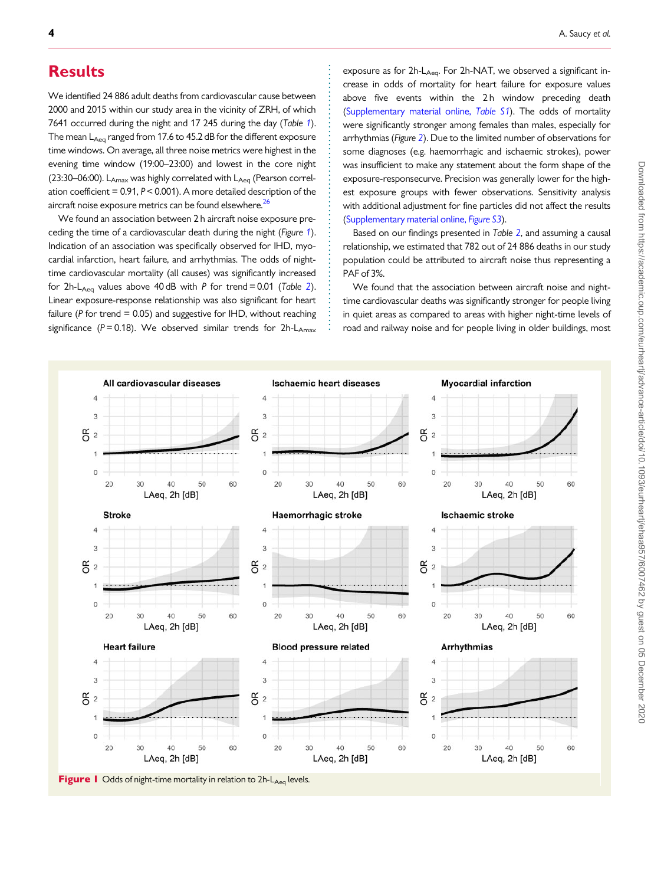## Results

We identified 24 886 adult deaths from cardiovascular cause between 2000 and 2015 within our study area in the vicinity of ZRH, of which 7641 occurred during the night and 17 245 during the day (*Table 1*). The mean $L_{Aeq}$ ranged from 17.6 to 45.2 dB for the different exposure time windows. On average, all three noise metrics were highest in the evening time window (19:00–23:00) and lowest in the core night (23:30–06:00). $L_{Amax}$ was highly correlated with $L_{Aeq}$ (Pearson correlation coefficient = 0.91, $P < 0.001$). A more detailed description of the aircraft noise exposure metrics can be found elsewhere.[26]

We found an association between 2 h aircraft noise exposure preceding the time of a cardiovascular death during the night (*Figure 1*). Indication of an association was specifically observed for IHD, myocardial infarction, heart failure, and arrhythmias. The odds of night-time cardiovascular mortality (all causes) was significantly increased for 2h-$L_{Aeq}$ values above 40 dB with *P* for trend = 0.01 (*Table 2*). Linear exposure-response relationship was also significant for heart failure (*P* for trend = 0.05) and suggestive for IHD, without reaching significance ($P = 0.18$). We observed similar trends for 2h-$L_{Amax}$ exposure as for 2h-$L_{Aeq}$. For 2h-NAT, we observed a significant increase in odds of mortality for heart failure for exposure values above five events within the 2 h window preceding death (Supplementary material online, *Table S1*). The odds of mortality were significantly stronger among females than males, especially for arrhythmias (*Figure 2*). Due to the limited number of observations for some diagnoses (e.g. haemorrhagic and ischaemic strokes), power was insufficient to make any statement about the form shape of the exposure-responsecurve. Precision was generally lower for the highest exposure groups with fewer observations. Sensitivity analysis with additional adjustment for fine particles did not affect the results (Supplementary material online, *Figure S3*).

Based on our findings presented in *Table 2*, and assuming a causal relationship, we estimated that 782 out of 24 886 deaths in our study population could be attributed to aircraft noise thus representing a PAF of 3%.

We found that the association between aircraft noise and night-time cardiovascular deaths was significantly stronger for people living in quiet areas as compared to areas with higher night-time levels of road and railway noise and for people living in older buildings, most

**Figure 1** Odds of night-time mortality in relation to 2h-$L_{Aeq}$ levels.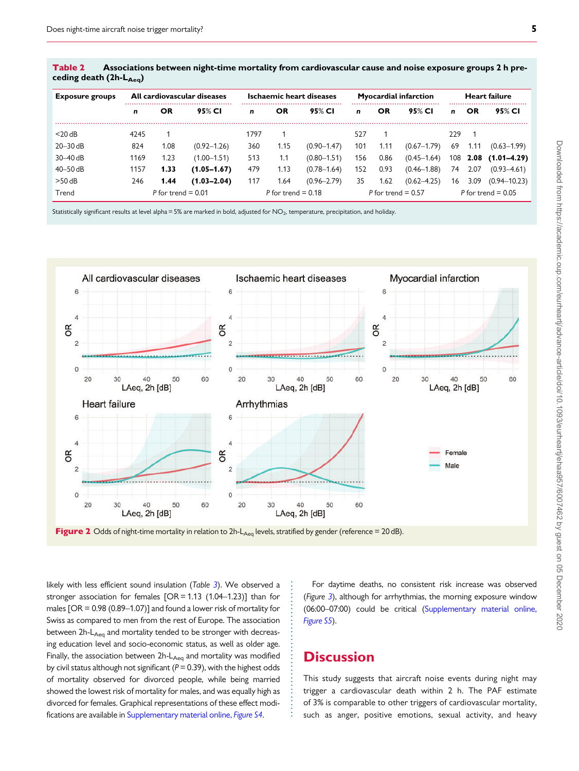**Table 2** Associations between night-time mortality from cardiovascular cause and noise exposure groups 2 h preceding death (2h-$L_{Aeq}$)

| Exposure groups | All cardiovascular diseases | | | Ischaemic heart diseases | | | Myocardial infarction | | | Heart failure | | |
|---|---|---|---|---|---|---|---|---|---|---|---|---|
| | *n* | OR | 95% CI | *n* | OR | 95% CI | *n* | OR | 95% CI | *n* | OR | 95% CI |
| <20 dB | 4245 | 1 | | 1797 | 1 | | 527 | 1 | | 229 | 1 | |
| 20–30 dB | 824 | 1.08 | (0.92–1.26) | 360 | 1.15 | (0.90–1.47) | 101 | 1.11 | (0.67–1.79) | 69 | 1.11 | (0.63–1.99) |
| 30–40 dB | 1169 | 1.23 | (1.00–1.51) | 513 | 1.1 | (0.80–1.51) | 156 | 0.86 | (0.45–1.64) | 108 | **2.08** | **(1.01–4.29)** |
| 40–50 dB | 1157 | **1.33** | **(1.05–1.67)** | 479 | 1.13 | (0.78–1.64) | 152 | 0.93 | (0.46–1.88) | 74 | 2.07 | (0.93–4.61) |
| >50 dB | 246 | **1.44** | **(1.03–2.04)** | 117 | 1.64 | (0.96–2.79) | 35 | 1.62 | (0.62–4.25) | 16 | 3.09 | (0.94–10.23) |
| Trend | *P* for trend = 0.01 | | | *P* for trend = 0.18 | | | *P* for trend = 0.57 | | | *P* for trend = 0.05 | | |

Statistically significant results at level alpha = 5% are marked in bold, adjusted for $NO_2$, temperature, precipitation, and holiday.

**Figure 2** Odds of night-time mortality in relation to 2h-$L_{Aeq}$ levels, stratified by gender (reference = 20 dB).

likely with less efficient sound insulation (*Table 3*). We observed a stronger association for females [OR = 1.13 (1.04–1.23)] than for males [OR = 0.98 (0.89–1.07)] and found a lower risk of mortality for Swiss as compared to men from the rest of Europe. The association between 2h-$L_{Aeq}$ and mortality tended to be stronger with decreasing education level and socio-economic status, as well as older age. Finally, the association between 2h-$L_{Aeq}$ and mortality was modified by civil status although not significant ($P = 0.39$), with the highest odds of mortality observed for divorced people, while being married showed the lowest risk of mortality for males, and was equally high as divorced for females. Graphical representations of these effect modifications are available in Supplementary material online, *Figure S4*.

For daytime deaths, no consistent risk increase was observed (*Figure 3*), although for arrhythmias, the morning exposure window (06:00–07:00) could be critical (Supplementary material online, *Figure S5*).

# Discussion

This study suggests that aircraft noise events during night may trigger a cardiovascular death within 2 h. The PAF estimate of 3% is comparable to other triggers of cardiovascular mortality, such as anger, positive emotions, sexual activity, and heavy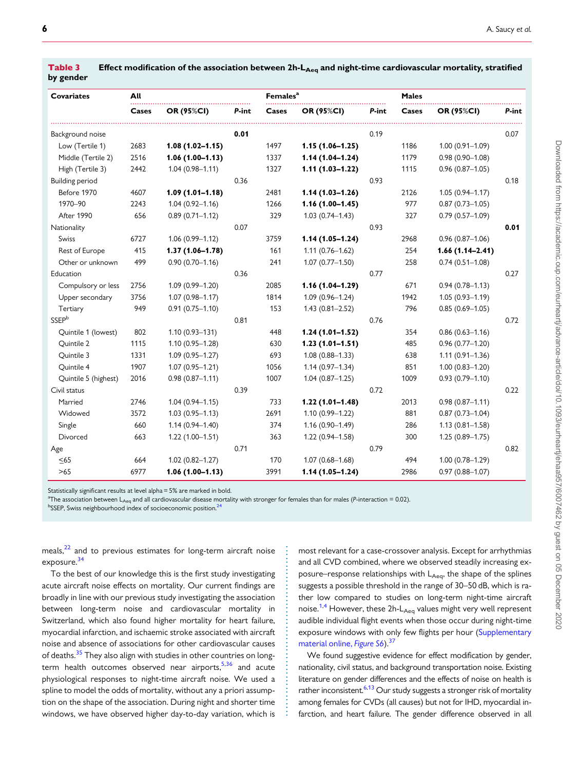**Table 3** Effect modification of the association between 2h-$L_{Aeq}$ and night-time cardiovascular mortality, stratified by gender

| Covariates | All | | | Females[a] | | | Males | | |
|---|---|---|---|---|---|---|---|---|---|
| | Cases | OR (95%CI) | P-int | Cases | OR (95%CI) | P-int | Cases | OR (95%CI) | P-int |
| Background noise | | | **0.01** | | | 0.19 | | | 0.07 |
| Low (Tertile 1) | 2683 | **1.08 (1.02–1.15)** | | 1497 | **1.15 (1.06–1.25)** | | 1186 | 1.00 (0.91–1.09) | |
| Middle (Tertile 2) | 2516 | **1.06 (1.00–1.13)** | | 1337 | **1.14 (1.04–1.24)** | | 1179 | 0.98 (0.90–1.08) | |
| High (Tertile 3) | 2442 | 1.04 (0.98–1.11) | | 1327 | **1.11 (1.03–1.22)** | | 1115 | 0.96 (0.87–1.05) | |
| Building period | | | 0.36 | | | 0.93 | | | 0.18 |
| Before 1970 | 4607 | **1.09 (1.01–1.18)** | | 2481 | **1.14 (1.03–1.26)** | | 2126 | 1.05 (0.94–1.17) | |
| 1970–90 | 2243 | 1.04 (0.92–1.16) | | 1266 | **1.16 (1.00–1.45)** | | 977 | 0.87 (0.73–1.05) | |
| After 1990 | 656 | 0.89 (0.71–1.12) | | 329 | 1.03 (0.74–1.43) | | 327 | 0.79 (0.57–1.09) | |
| Nationality | | | 0.07 | | | 0.93 | | | **0.01** |
| Swiss | 6727 | 1.06 (0.99–1.12) | | 3759 | **1.14 (1.05–1.24)** | | 2968 | 0.96 (0.87–1.06) | |
| Rest of Europe | 415 | **1.37 (1.06–1.78)** | | 161 | 1.11 (0.76–1.62) | | 254 | **1.66 (1.14–2.41)** | |
| Other or unknown | 499 | 0.90 (0.70–1.16) | | 241 | 1.07 (0.77–1.50) | | 258 | 0.74 (0.51–1.08) | |
| Education | | | 0.36 | | | 0.77 | | | 0.27 |
| Compulsory or less | 2756 | 1.09 (0.99–1.20) | | 2085 | **1.16 (1.04–1.29)** | | 671 | 0.94 (0.78–1.13) | |
| Upper secondary | 3756 | 1.07 (0.98–1.17) | | 1814 | 1.09 (0.96–1.24) | | 1942 | 1.05 (0.93–1.19) | |
| Tertiary | 949 | 0.91 (0.75–1.10) | | 153 | 1.43 (0.81–2.52) | | 796 | 0.85 (0.69–1.05) | |
| SSEP[b] | | | 0.81 | | | 0.76 | | | 0.72 |
| Quintile 1 (lowest) | 802 | 1.10 (0.93–131) | | 448 | **1.24 (1.01–1.52)** | | 354 | 0.86 (0.63–1.16) | |
| Quintile 2 | 1115 | 1.10 (0.95–1.28) | | 630 | **1.23 (1.01–1.51)** | | 485 | 0.96 (0.77–1.20) | |
| Quintile 3 | 1331 | 1.09 (0.95–1.27) | | 693 | 1.08 (0.88–1.33) | | 638 | 1.11 (0.91–1.36) | |
| Quintile 4 | 1907 | 1.07 (0.95–1.21) | | 1056 | 1.14 (0.97–1.34) | | 851 | 1.00 (0.83–1.20) | |
| Quintile 5 (highest) | 2016 | 0.98 (0.87–1.11) | | 1007 | 1.04 (0.87–1.25) | | 1009 | 0.93 (0.79–1.10) | |
| Civil status | | | 0.39 | | | 0.72 | | | 0.22 |
| Married | 2746 | 1.04 (0.94–1.15) | | 733 | **1.22 (1.01–1.48)** | | 2013 | 0.98 (0.87–1.11) | |
| Widowed | 3572 | 1.03 (0.95–1.13) | | 2691 | 1.10 (0.99–1.22) | | 881 | 0.87 (0.73–1.04) | |
| Single | 660 | 1.14 (0.94–1.40) | | 374 | 1.16 (0.90–1.49) | | 286 | 1.13 (0.81–1.58) | |
| Divorced | 663 | 1.22 (1.00–1.51) | | 363 | 1.22 (0.94–1.58) | | 300 | 1.25 (0.89–1.75) | |
| Age | | | 0.71 | | | 0.79 | | | 0.82 |
| ≤65 | 664 | 1.02 (0.82–1.27) | | 170 | 1.07 (0.68–1.68) | | 494 | 1.00 (0.78–1.29) | |
| >65 | 6977 | **1.06 (1.00–1.13)** | | 3991 | **1.14 (1.05–1.24)** | | 2986 | 0.97 (0.88–1.07) | |

Statistically significant results at level alpha = 5% are marked in bold.
[a]The association between $L_{Aeq}$ and all cardiovascular disease mortality with stronger for females than for males (P-interaction = 0.02).
[b]SSEP, Swiss neighbourhood index of socioeconomic position.[24]

meals,[22] and to previous estimates for long-term aircraft noise exposure.[34]

To the best of our knowledge this is the first study investigating acute aircraft noise effects on mortality. Our current findings are broadly in line with our previous study investigating the association between long-term noise and cardiovascular mortality in Switzerland, which also found higher mortality for heart failure, myocardial infarction, and ischaemic stroke associated with aircraft noise and absence of associations for other cardiovascular causes of deaths.[35] They also align with studies in other countries on long-term health outcomes observed near airports,[5,36] and acute physiological responses to night-time aircraft noise. We used a spline to model the odds of mortality, without any a priori assumption on the shape of the association. During night and shorter time windows, we have observed higher day-to-day variation, which is most relevant for a case-crossover analysis. Except for arrhythmias and all CVD combined, where we observed steadily increasing exposure–response relationships with $L_{Aeq}$, the shape of the splines suggests a possible threshold in the range of 30–50 dB, which is rather low compared to studies on long-term night-time aircraft noise.[1,4] However, these 2h-$L_{Aeq}$ values might very well represent audible individual flight events when those occur during night-time exposure windows with only few flights per hour (Supplementary material online, *Figure S6*).[37]

We found suggestive evidence for effect modification by gender, nationality, civil status, and background transportation noise. Existing literature on gender differences and the effects of noise on health is rather inconsistent.[6,13] Our study suggests a stronger risk of mortality among females for CVDs (all causes) but not for IHD, myocardial infarction, and heart failure. The gender difference observed in all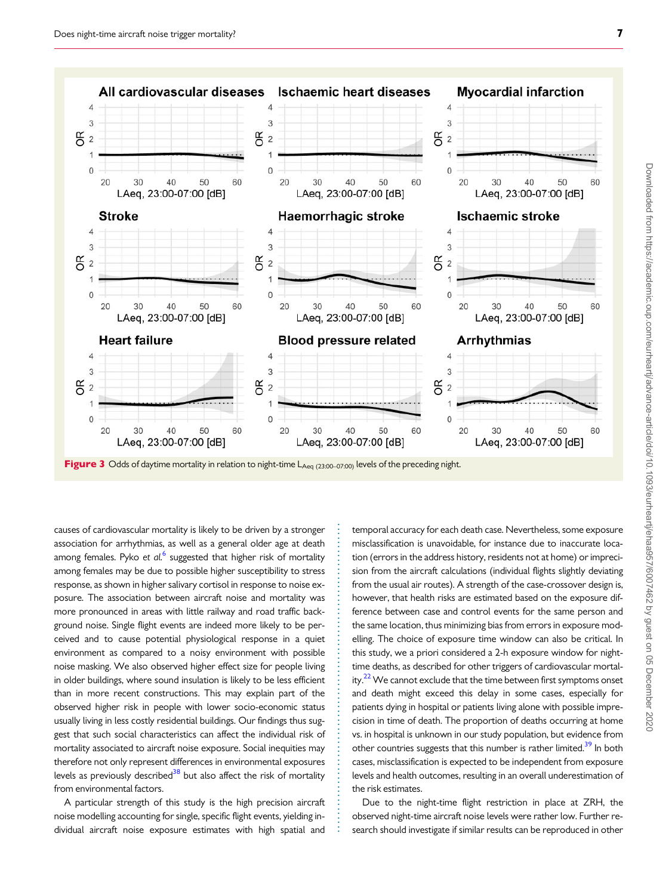**Figure 3** Odds of daytime mortality in relation to night-time $L_{Aeq\ (23:00–07:00)}$ levels of the preceding night.

causes of cardiovascular mortality is likely to be driven by a stronger association for arrhythmias, as well as a general older age at death among females. Pyko *et al.*[6] suggested that higher risk of mortality among females may be due to possible higher susceptibility to stress response, as shown in higher salivary cortisol in response to noise exposure. The association between aircraft noise and mortality was more pronounced in areas with little railway and road traffic background noise. Single flight events are indeed more likely to be perceived and to cause potential physiological response in a quiet environment as compared to a noisy environment with possible noise masking. We also observed higher effect size for people living in older buildings, where sound insulation is likely to be less efficient than in more recent constructions. This may explain part of the observed higher risk in people with lower socio-economic status usually living in less costly residential buildings. Our findings thus suggest that such social characteristics can affect the individual risk of mortality associated to aircraft noise exposure. Social inequities may therefore not only represent differences in environmental exposures levels as previously described[38] but also affect the risk of mortality from environmental factors.

A particular strength of this study is the high precision aircraft noise modelling accounting for single, specific flight events, yielding individual aircraft noise exposure estimates with high spatial and temporal accuracy for each death case. Nevertheless, some exposure misclassification is unavoidable, for instance due to inaccurate location (errors in the address history, residents not at home) or imprecision from the aircraft calculations (individual flights slightly deviating from the usual air routes). A strength of the case-crossover design is, however, that health risks are estimated based on the exposure difference between case and control events for the same person and the same location, thus minimizing bias from errors in exposure modelling. The choice of exposure time window can also be critical. In this study, we a priori considered a 2-h exposure window for night-time deaths, as described for other triggers of cardiovascular mortality.[22] We cannot exclude that the time between first symptoms onset and death might exceed this delay in some cases, especially for patients dying in hospital or patients living alone with possible imprecision in time of death. The proportion of deaths occurring at home vs. in hospital is unknown in our study population, but evidence from other countries suggests that this number is rather limited.[39] In both cases, misclassification is expected to be independent from exposure levels and health outcomes, resulting in an overall underestimation of the risk estimates.

Due to the night-time flight restriction in place at ZRH, the observed night-time aircraft noise levels were rather low. Further research should investigate if similar results can be reproduced in other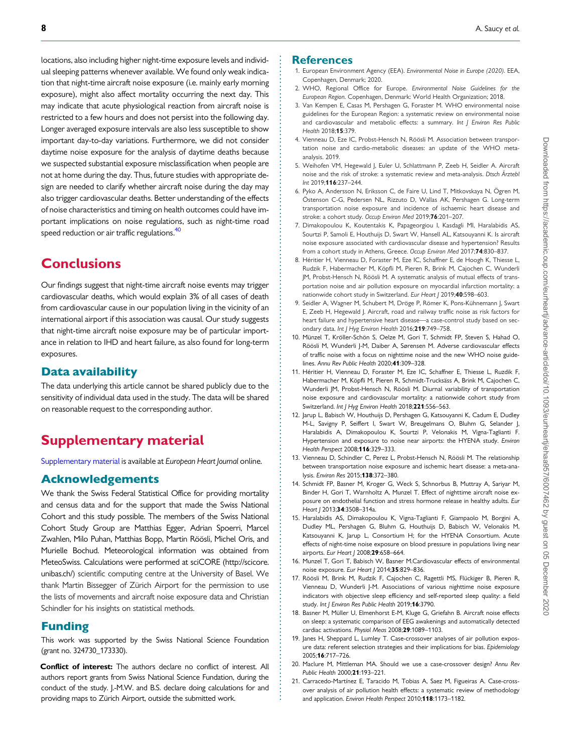locations, also including higher night-time exposure levels and individual sleeping patterns whenever available. We found only weak indication that night-time aircraft noise exposure (i.e. mainly early morning exposure), might also affect mortality occurring the next day. This may indicate that acute physiological reaction from aircraft noise is restricted to a few hours and does not persist into the following day. Longer averaged exposure intervals are also less susceptible to show important day-to-day variations. Furthermore, we did not consider daytime noise exposure for the analysis of daytime deaths because we suspected substantial exposure misclassification when people are not at home during the day. Thus, future studies with appropriate design are needed to clarify whether aircraft noise during the day may also trigger cardiovascular deaths. Better understanding of the effects of noise characteristics and timing on health outcomes could have important implications on noise regulations, such as night-time road speed reduction or air traffic regulations.[40]

# Conclusions

Our findings suggest that night-time aircraft noise events may trigger cardiovascular deaths, which would explain 3% of all cases of death from cardiovascular cause in our population living in the vicinity of an international airport if this association was causal. Our study suggests that night-time aircraft noise exposure may be of particular importance in relation to IHD and heart failure, as also found for long-term exposures.

## Data availability

The data underlying this article cannot be shared publicly due to the sensitivity of individual data used in the study. The data will be shared on reasonable request to the corresponding author.

# Supplementary material

Supplementary material is available at *European Heart Journal* online.

## Acknowledgements

We thank the Swiss Federal Statistical Office for providing mortality and census data and for the support that made the Swiss National Cohort and this study possible. The members of the Swiss National Cohort Study Group are Matthias Egger, Adrian Spoerri, Marcel Zwahlen, Milo Puhan, Matthias Bopp, Martin Röösli, Michel Oris, and Murielle Bochud. Meteorological information was obtained from MeteoSwiss. Calculations were performed at sciCORE (http://scicore.unibas.ch/) scientific computing centre at the University of Basel. We thank Martin Bissegger of Zürich Airport for the permission to use the lists of movements and aircraft noise exposure data and Christian Schindler for his insights on statistical methods.

## Funding

This work was supported by the Swiss National Science Foundation (grant no. 324730_173330).

**Conflict of interest:** The authors declare no conflict of interest. All authors report grants from Swiss National Science Fundation, during the conduct of the study. J.-M.W. and B.S. declare doing calculations for and providing maps to Zürich Airport, outside the submitted work.

# References

1. European Environment Agency (EEA). *Environmental Noise in Europe (2020)*. EEA, Copenhagen, Denmark; 2020.
2. WHO, Regional Office for Europe. *Environmental Noise Guidelines for the European Region*. Copenhagen, Denmark: World Health Organization; 2018.
3. Van Kempen E, Casas M, Pershagen G, Foraster M. WHO environmental noise guidelines for the European Region: a systematic review on environmental noise and cardiovascular and metabolic effects: a summary. *Int J Environ Res Public Health* 2018;**15**:379.
4. Vienneau D, Eze IC, Probst-Hensch N, Röösli M. Association between transportation noise and cardio-metabolic diseases: an update of the WHO meta-analysis. 2019.
5. Weihofen VM, Hegewald J, Euler U, Schlattmann P, Zeeb H, Seidler A. Aircraft noise and the risk of stroke: a systematic review and meta-analysis. *Dtsch Ärztebl Int* 2019;**116**:237–244.
6. Pyko A, Andersson N, Eriksson C, de Faire U, Lind T, Mitkovskaya N, Ögren M, Östenson C-G, Pedersen NL, Rizzuto D, Wallas AK, Pershagen G. Long-term transportation noise exposure and incidence of ischaemic heart disease and stroke: a cohort study. *Occup Environ Med* 2019;**76**:201–207.
7. Dimakopoulou K, Koutentakis K, Papageorgiou I, Kasdagli MI, Haralabidis AS, Sourtzi P, Samoli E, Houthuijs D, Swart W, Hansell AL, Katsouyanni K. Is aircraft noise exposure associated with cardiovascular disease and hypertension? Results from a cohort study in Athens, Greece. *Occup Environ Med* 2017;**74**:830–837.
8. Héritier H, Vienneau D, Foraster M, Eze IC, Schaffner E, de Hoogh K, Thiesse L, Rudzik F, Habermacher M, Köpfli M, Pieren R, Brink M, Cajochen C, Wunderli JM, Probst-Hensch N, Röösli M. A systematic analysis of mutual effects of transportation noise and air pollution exposure on myocardial infarction mortality: a nationwide cohort study in Switzerland. *Eur Heart J* 2019;**40**:598–603.
9. Seidler A, Wagner M, Schubert M, Dröge P, Römer K, Pons-Kühnemann J, Swart E, Zeeb H, Hegewald J. Aircraft, road and railway traffic noise as risk factors for heart failure and hypertensive heart disease—a case-control study based on secondary data. *Int J Hyg Environ Health* 2016;**219**:749–758.
10. Münzel T, Kröller-Schön S, Oelze M, Gori T, Schmidt FP, Steven S, Hahad O, Röösli M, Wunderli J-M, Daiber A, Sørensen M. Adverse cardiovascular effects of traffic noise with a focus on nighttime noise and the new WHO noise guidelines. *Annu Rev Public Health* 2020;**41**:309–328.
11. Héritier H, Vienneau D, Foraster M, Eze IC, Schaffner E, Thiesse L, Ruzdik F, Habermacher M, Köpfli M, Pieren R, Schmidt-Trucksäss A, Brink M, Cajochen C, Wunderli JM, Probst-Hensch N, Röösli M. Diurnal variability of transportation noise exposure and cardiovascular mortality: a nationwide cohort study from Switzerland. *Int J Hyg Environ Health* 2018;**221**:556–563.
12. Jarup L, Babisch W, Houthuijs D, Pershagen G, Katsouyanni K, Cadum E, Dudley M-L, Savigny P, Seiffert I, Swart W, Breugelmans O, Bluhm G, Selander J, Haralabidis A, Dimakopoulou K, Sourtzi P, Velonakis M, Vigna-Taglianti F. Hypertension and exposure to noise near airports: the HYENA study. *Environ Health Perspect* 2008;**116**:329–333.
13. Vienneau D, Schindler C, Perez L, Probst-Hensch N, Röösli M. The relationship between transportation noise exposure and ischemic heart disease: a meta-analysis. *Environ Res* 2015;**138**:372–380.
14. Schmidt FP, Basner M, Kroger G, Weck S, Schnorbus B, Muttray A, Sariyar M, Binder H, Gori T, Warnholtz A, Munzel T. Effect of nighttime aircraft noise exposure on endothelial function and stress hormone release in healthy adults. *Eur Heart J* 2013;**34**:3508–314a.
15. Haralabidis AS, Dimakopoulou K, Vigna-Taglianti F, Giampaolo M, Borgini A, Dudley ML, Pershagen G, Bluhm G, Houthuijs D, Babisch W, Velonakis M, Katsouyanni K, Jarup L, Consortium H; for the HYENA Consortium. Acute effects of night-time noise exposure on blood pressure in populations living near airports. *Eur Heart J* 2008;**29**:658–664.
16. Munzel T, Gori T, Babisch W, Basner M.Cardiovascular effects of environmental noise exposure. *Eur Heart J* 2014;**35**:829–836.
17. Röösli M, Brink M, Rudzik F, Cajochen C, Ragettli MS, Flückiger B, Pieren R, Vienneau D, Wunderli J-M. Associations of various nighttime noise exposure indicators with objective sleep efficiency and self-reported sleep quality: a field study. *Int J Environ Res Public Health* 2019;**16**:3790.
18. Basner M, Müller U, Elmenhorst E-M, Kluge G, Griefahn B. Aircraft noise effects on sleep: a systematic comparison of EEG awakenings and automatically detected cardiac activations. *Physiol Meas* 2008;**29**:1089–1103.
19. Janes H, Sheppard L, Lumley T. Case-crossover analyses of air pollution exposure data: referent selection strategies and their implications for bias. *Epidemiology* 2005;**16**:717–726.
20. Maclure M, Mittleman MA. Should we use a case-crossover design? *Annu Rev Public Health* 2000;**21**:193–221.
21. Carracedo-Martínez E, Taracido M, Tobias A, Saez M, Figueiras A. Case-crossover analysis of air pollution health effects: a systematic review of methodology and application. *Environ Health Perspect* 2010;**118**:1173–1182.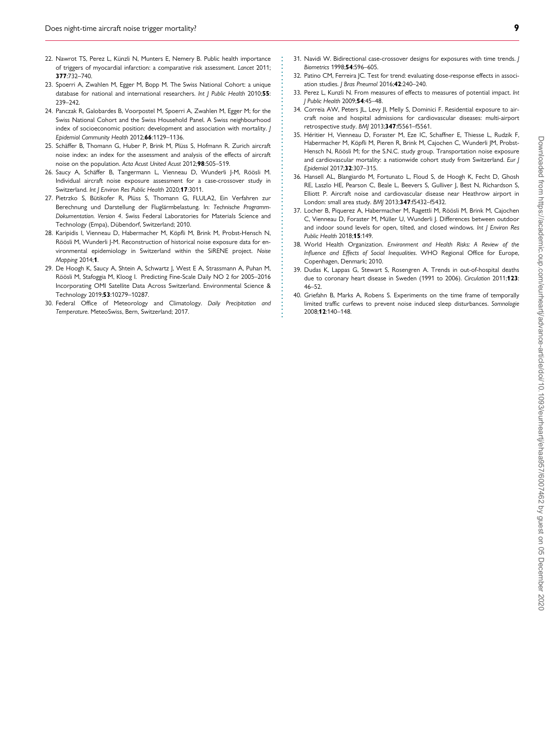22. Nawrot TS, Perez L, Künzli N, Munters E, Nemery B. Public health importance of triggers of myocardial infarction: a comparative risk assessment. *Lancet* 2011; **377**:732–740.
23. Spoerri A, Zwahlen M, Egger M, Bopp M. The Swiss National Cohort: a unique database for national and international researchers. *Int J Public Health* 2010;**55**: 239–242.
24. Panczak R, Galobardes B, Voorpostel M, Spoerri A, Zwahlen M, Egger M; for the Swiss National Cohort and the Swiss Household Panel. A Swiss neighbourhood index of socioeconomic position: development and association with mortality. *J Epidemiol Community Health* 2012;**66**:1129–1136.
25. Schäffer B, Thomann G, Huber P, Brink M, Plüss S, Hofmann R. Zurich aircraft noise index: an index for the assessment and analysis of the effects of aircraft noise on the population. *Acta Acust United Acust* 2012;**98**:505–519.
26. Saucy A, Schäffer B, Tangermann L, Vienneau D, Wunderli J-M, Röösli M. Individual aircraft noise exposure assessment for a case-crossover study in Switzerland. *Int J Environ Res Public Health* 2020;**17**:3011.
27. Pietrzko S, Bütikofer R, Plüss S, Thomann G, FLULA2, Ein Verfahren zur Berechnung und Darstellung der Fluglärmbelastung. In: *Technische Programm-Dokumentation. Version 4*. Swiss Federal Laboratories for Materials Science and Technology (Empa), Dübendorf, Switzerland; 2010.
28. Karipidis I, Vienneau D, Habermacher M, Köpfli M, Brink M, Probst-Hensch N, Röösli M, Wunderli J-M. Reconstruction of historical noise exposure data for environmental epidemiology in Switzerland within the SiRENE project. *Noise Mapping* 2014;**1**.
29. De Hoogh K, Saucy A, Shtein A, Schwartz J, West E A, Strassmann A, Puhan M, Röösli M, Stafoggia M, Kloog I. Predicting Fine-Scale Daily NO 2 for 2005–2016 Incorporating OMI Satellite Data Across Switzerland. Environmental Science & Technology 2019;**53**:10279–10287.
30. Federal Office of Meteorology and Climatology. *Daily Precipitation and Temperature*. MeteoSwiss, Bern, Switzerland; 2017.
31. Navidi W. Bidirectional case-crossover designs for exposures with time trends. *J Biometrics* 1998;**54**:596–605.
32. Patino CM, Ferreira JC. Test for trend: evaluating dose-response effects in association studies. *J Bras Pneumol* 2016;**42**:240–240.
33. Perez L, Kunzli N. From measures of effects to measures of potential impact. *Int J Public Health* 2009;**54**:45–48.
34. Correia AW, Peters JL, Levy JI, Melly S, Dominici F. Residential exposure to aircraft noise and hospital admissions for cardiovascular diseases: multi-airport retrospective study. *BMJ* 2013;**347**:f5561–f5561.
35. Héritier H, Vienneau D, Foraster M, Eze IC, Schaffner E, Thiesse L, Rudzik F, Habermacher M, Köpfli M, Pieren R, Brink M, Cajochen C, Wunderli JM, Probst-Hensch N, Röösli M; for the S.N.C. study group. Transportation noise exposure and cardiovascular mortality: a nationwide cohort study from Switzerland. *Eur J Epidemiol* 2017;**32**:307–315.
36. Hansell AL, Blangiardo M, Fortunato L, Floud S, de Hoogh K, Fecht D, Ghosh RE, Laszlo HE, Pearson C, Beale L, Beevers S, Gulliver J, Best N, Richardson S, Elliott P. Aircraft noise and cardiovascular disease near Heathrow airport in London: small area study. *BMJ* 2013;**347**:f5432–f5432.
37. Locher B, Piquerez A, Habermacher M, Ragettli M, Röösli M, Brink M, Cajochen C, Vienneau D, Foraster M, Müller U, Wunderli J. Differences between outdoor and indoor sound levels for open, tilted, and closed windows. *Int J Environ Res Public Health* 2018;**15**:149.
38. World Health Organization. *Environment and Health Risks: A Review of the Influence and Effects of Social Inequalities*. WHO Regional Office for Europe, Copenhagen, Denmark; 2010.
39. Dudas K, Lappas G, Stewart S, Rosengren A. Trends in out-of-hospital deaths due to coronary heart disease in Sweden (1991 to 2006). *Circulation* 2011;**123**: 46–52.
40. Griefahn B, Marks A, Robens S. Experiments on the time frame of temporally limited traffic curfews to prevent noise induced sleep disturbances. *Somnologie* 2008;**12**:140–148.